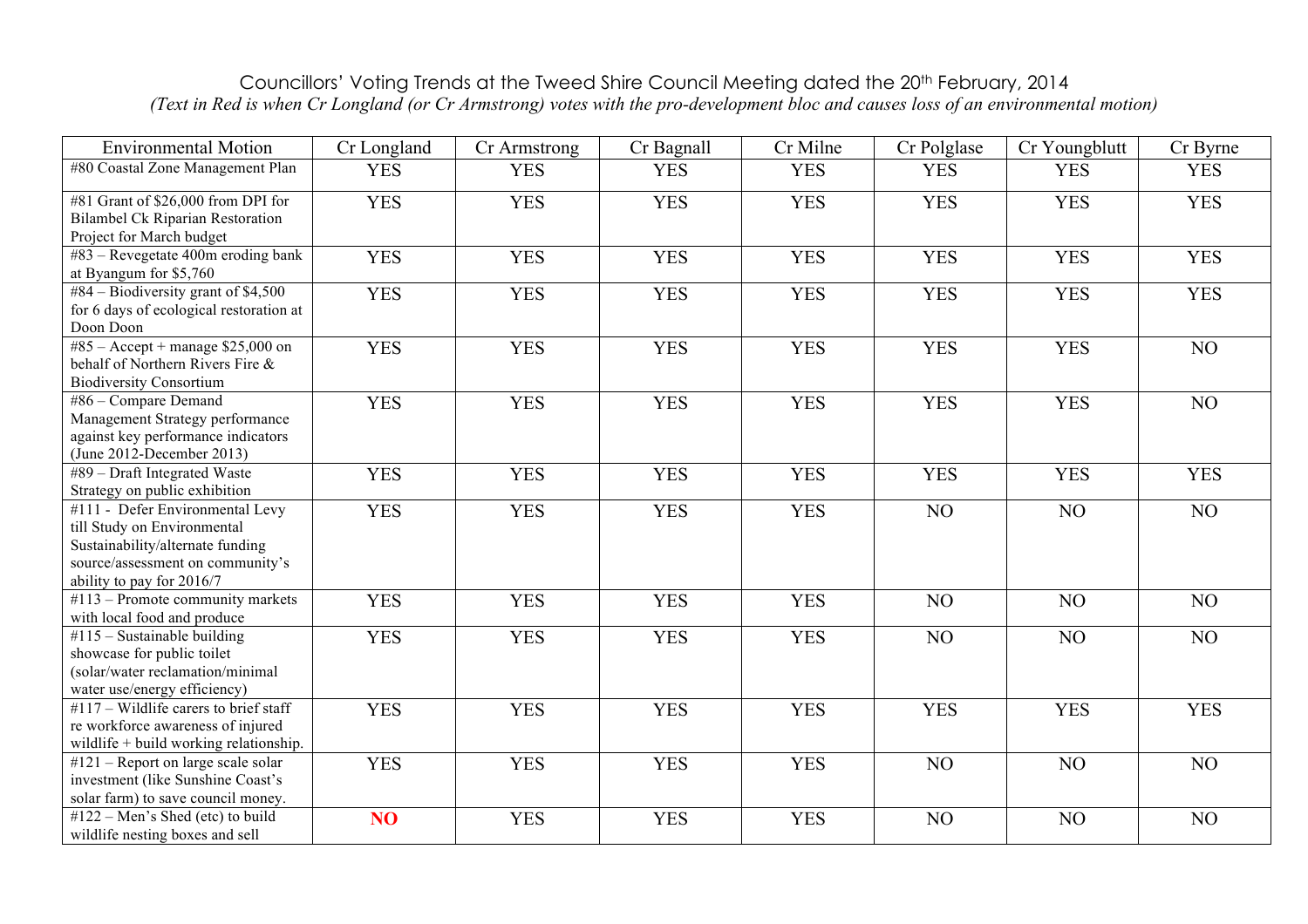Councillors' Voting Trends at the Tweed Shire Council Meeting dated the 20th February, 2014

*(Text in Red is when Cr Longland (or Cr Armstrong) votes with the pro-development bloc and causes loss of an environmental motion)*

| Environmental Motion | Cr Longland | Cr Armstrong | Cr Bagnall | Cr Milne | Cr Polglase | Cr Youngblutt | Cr Byrne |
|---|---|---|---|---|---|---|---|
| #80 Coastal Zone Management Plan | YES | YES | YES | YES | YES | YES | YES |
| #81 Grant of $26,000 from DPI for Bilambel Ck Riparian Restoration Project for March budget | YES | YES | YES | YES | YES | YES | YES |
| #83 – Revegetate 400m eroding bank at Byangum for $5,760 | YES | YES | YES | YES | YES | YES | YES |
| #84 – Biodiversity grant of $4,500 for 6 days of ecological restoration at Doon Doon | YES | YES | YES | YES | YES | YES | YES |
| #85 – Accept + manage $25,000 on behalf of Northern Rivers Fire & Biodiversity Consortium | YES | YES | YES | YES | YES | YES | NO |
| #86 – Compare Demand Management Strategy performance against key performance indicators (June 2012-December 2013) | YES | YES | YES | YES | YES | YES | NO |
| #89 – Draft Integrated Waste Strategy on public exhibition | YES | YES | YES | YES | YES | YES | YES |
| #111 - Defer Environmental Levy till Study on Environmental Sustainability/alternate funding source/assessment on community's ability to pay for 2016/7 | YES | YES | YES | YES | NO | NO | NO |
| #113 – Promote community markets with local food and produce | YES | YES | YES | YES | NO | NO | NO |
| #115 – Sustainable building showcase for public toilet (solar/water reclamation/minimal water use/energy efficiency) | YES | YES | YES | YES | NO | NO | NO |
| #117 – Wildlife carers to brief staff re workforce awareness of injured wildlife + build working relationship. | YES | YES | YES | YES | YES | YES | YES |
| #121 – Report on large scale solar investment (like Sunshine Coast's solar farm) to save council money. | YES | YES | YES | YES | NO | NO | NO |
| #122 – Men's Shed (etc) to build wildlife nesting boxes and sell | **NO** | YES | YES | YES | NO | NO | NO |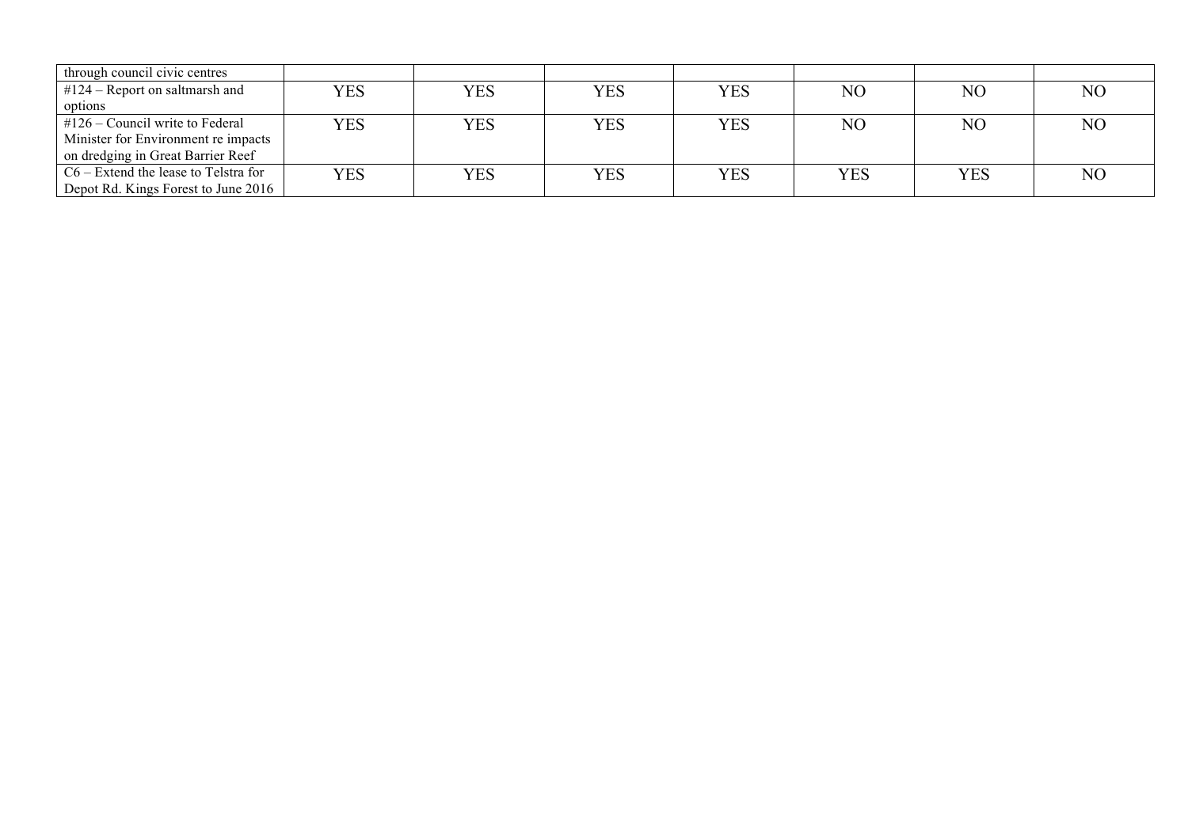| | | | | | | | |
|---|---|---|---|---|---|---|---|
| through council civic centres | | | | | | | |
| #124 – Report on saltmarsh and options | YES | YES | YES | YES | NO | NO | NO |
| #126 – Council write to Federal Minister for Environment re impacts on dredging in Great Barrier Reef | YES | YES | YES | YES | NO | NO | NO |
| C6 – Extend the lease to Telstra for Depot Rd. Kings Forest to June 2016 | YES | YES | YES | YES | YES | YES | NO |